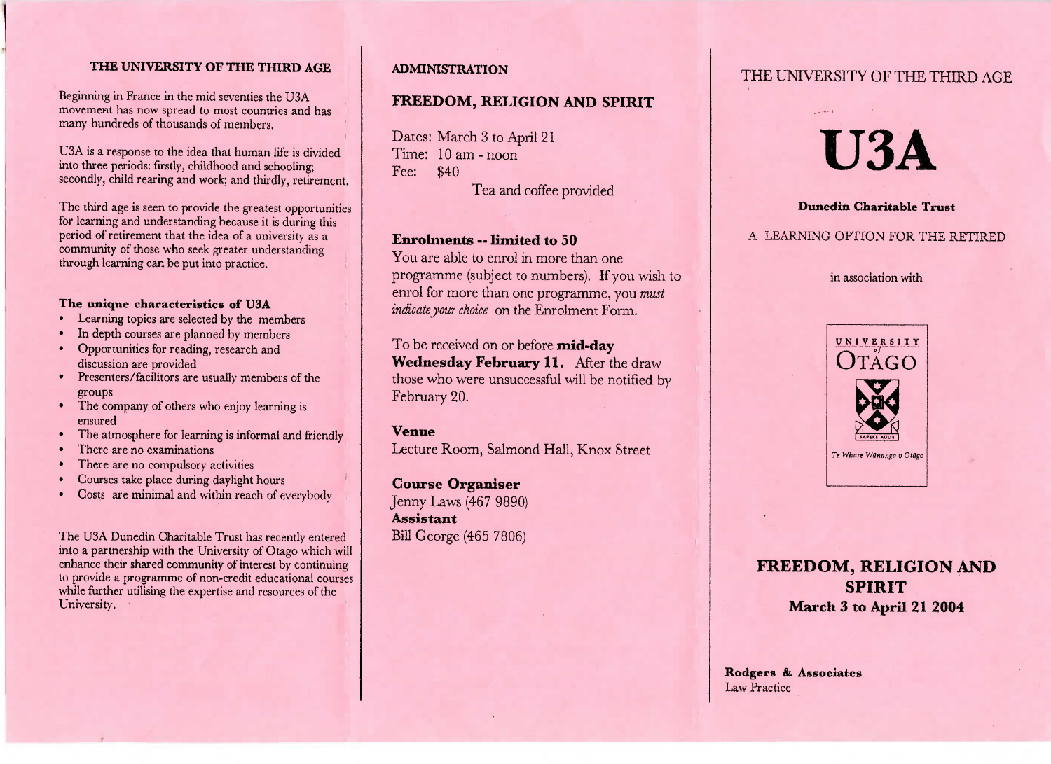## THE UNIVERSITY OF THE THIRD AGE

Beginning in France in the mid seventies the U3A movement has now spread to most countries and has many hundreds of thousands of members.

U3A is a response to the idea that human life is divided into three periods: firstly, childhood and schooling; secondly, child rearing and work; and thirdly, retirement.

The third age is seen to provide the greatest opportunities for learning and understanding because it is during this period of retirement that the idea of a university as a community of those who seek greater understanding through learning can be put into practice.

### The unique characteristics of U3A

- Learning topics are selected by the members
- In depth courses are planned by members
- Opportunities for reading, research and discussion are provided
- Presenters/facilitors are usually members of the groups
- The company of others who enjoy learning is ensured
- The atmosphere for learning is informal and friendly
- There are no examinations
- There are no compulsory activities
- Courses take place during daylight hours
- Costs are minimal and within reach of everybody

The U3A Dunedin Charitable Trust has recently entered into a partnership with the University of Otago which will enhance their shared community of interest by continuing to provide a programme of non-credit educational courses while further utilising the expertise and resources of the University.

## ADMINISTRATION

## FREEDOM, RELIGION AND SPIRIT

Dates: March 3 to April 21
Time: 10 am - noon
Fee: $40

Tea and coffee provided

### Enrolments -- limited to 50

You are able to enrol in more than one programme (subject to numbers). If you wish to enrol for more than one programme, you *must indicate your choice* on the Enrolment Form.

To be received on or before **mid-day Wednesday February 11.** After the draw those who were unsuccessful will be notified by February 20.

### Venue

Lecture Room, Salmond Hall, Knox Street

### Course Organiser

Jenny Laws (467 9890)

**Assistant**

Bill George (465 7806)

THE UNIVERSITY OF THE THIRD AGE

# U3A

**Dunedin Charitable Trust**

A LEARNING OPTION FOR THE RETIRED

in association with

UNIVERSITY of OTAGO

SAPERE AUDE

*Te Whare Wānanga o Otāgo*

## FREEDOM, RELIGION AND SPIRIT
**March 3 to April 21 2004**

**Rodgers & Associates**
Law Practice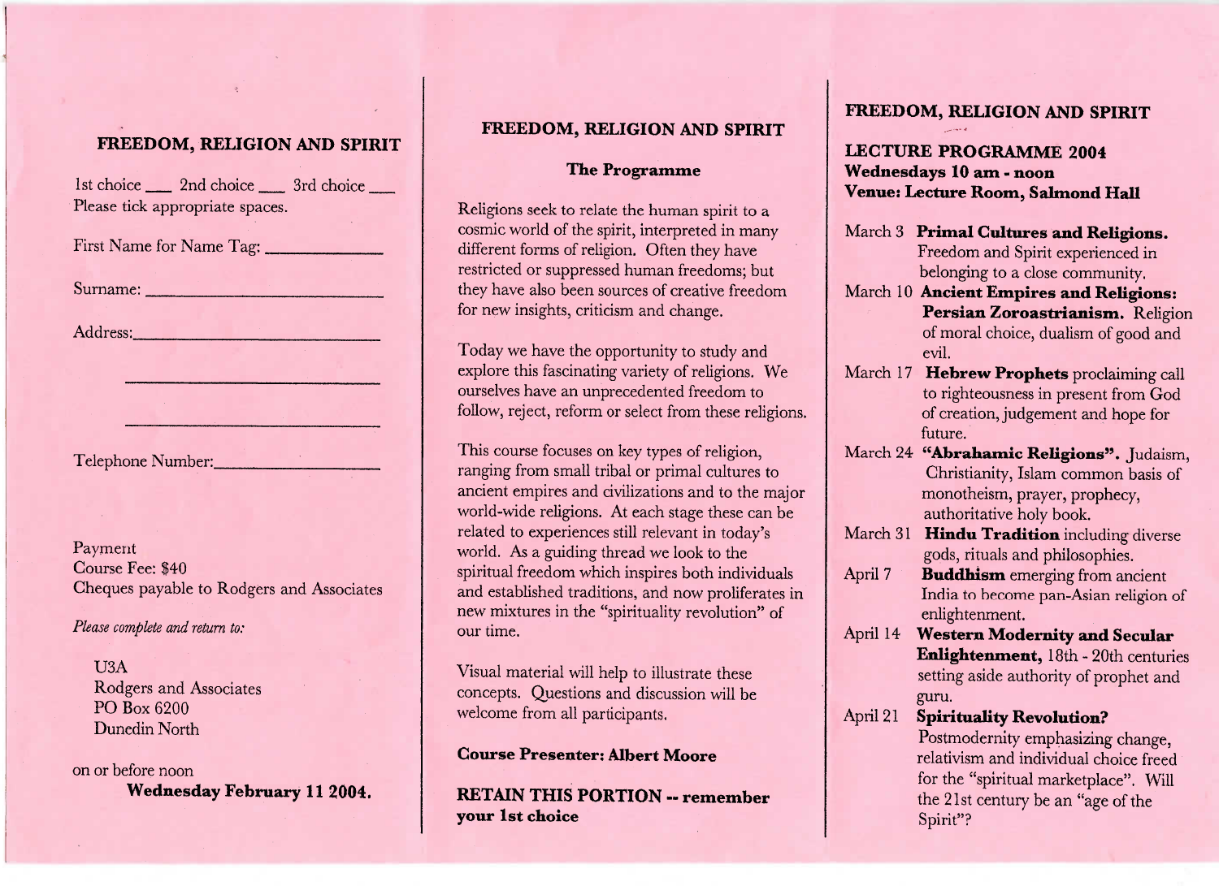## FREEDOM, RELIGION AND SPIRIT

1st choice \_\_\_ 2nd choice \_\_\_ 3rd choice \_\_\_
Please tick appropriate spaces.

First Name for Name Tag: \_\_\_\_\_\_\_\_\_\_\_\_\_\_

Surname: \_\_\_\_\_\_\_\_\_\_\_\_\_\_\_\_\_\_\_\_\_\_\_\_

Address: \_\_\_\_\_\_\_\_\_\_\_\_\_\_\_\_\_\_\_\_\_\_\_\_

\_\_\_\_\_\_\_\_\_\_\_\_\_\_\_\_\_\_\_\_\_\_\_\_

\_\_\_\_\_\_\_\_\_\_\_\_\_\_\_\_\_\_\_\_\_\_\_\_

Telephone Number: \_\_\_\_\_\_\_\_\_\_\_\_\_\_\_\_\_\_

Payment
Course Fee: $40
Cheques payable to Rodgers and Associates

*Please complete and return to:*

U3A
Rodgers and Associates
PO Box 6200
Dunedin North

on or before noon
**Wednesday February 11 2004.**

## FREEDOM, RELIGION AND SPIRIT

### The Programme

Religions seek to relate the human spirit to a cosmic world of the spirit, interpreted in many different forms of religion. Often they have restricted or suppressed human freedoms; but they have also been sources of creative freedom for new insights, criticism and change.

Today we have the opportunity to study and explore this fascinating variety of religions. We ourselves have an unprecedented freedom to follow, reject, reform or select from these religions.

This course focuses on key types of religion, ranging from small tribal or primal cultures to ancient empires and civilizations and to the major world-wide religions. At each stage these can be related to experiences still relevant in today's world. As a guiding thread we look to the spiritual freedom which inspires both individuals and established traditions, and now proliferates in new mixtures in the "spirituality revolution" of our time.

Visual material will help to illustrate these concepts. Questions and discussion will be welcome from all participants.

**Course Presenter: Albert Moore**

**RETAIN THIS PORTION -- remember your 1st choice**

## FREEDOM, RELIGION AND SPIRIT

**LECTURE PROGRAMME 2004**
**Wednesdays 10 am - noon**
**Venue: Lecture Room, Salmond Hall**

- March 3 **Primal Cultures and Religions.** Freedom and Spirit experienced in belonging to a close community.
- March 10 **Ancient Empires and Religions: Persian Zoroastrianism.** Religion of moral choice, dualism of good and evil.
- March 17 **Hebrew Prophets** proclaiming call to righteousness in present from God of creation, judgement and hope for future.
- March 24 **"Abrahamic Religions".** Judaism, Christianity, Islam common basis of monotheism, prayer, prophecy, authoritative holy book.
- March 31 **Hindu Tradition** including diverse gods, rituals and philosophies.
- April 7 **Buddhism** emerging from ancient India to become pan-Asian religion of enlightenment.
- April 14 **Western Modernity and Secular Enlightenment,** 18th - 20th centuries setting aside authority of prophet and guru.
- April 21 **Spirituality Revolution?** Postmodernity emphasizing change, relativism and individual choice freed for the "spiritual marketplace". Will the 21st century be an "age of the Spirit"?